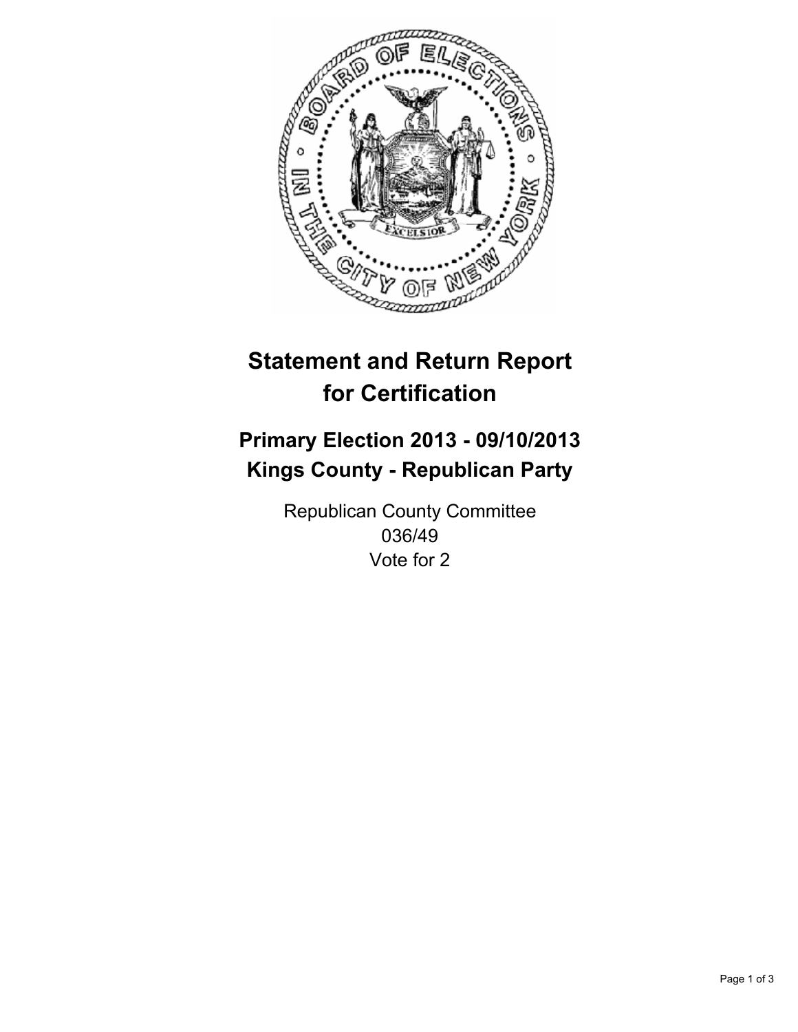# Statement and Return Report for Certification

## Primary Election 2013 - 09/10/2013
## Kings County - Republican Party

Republican County Committee
036/49
Vote for 2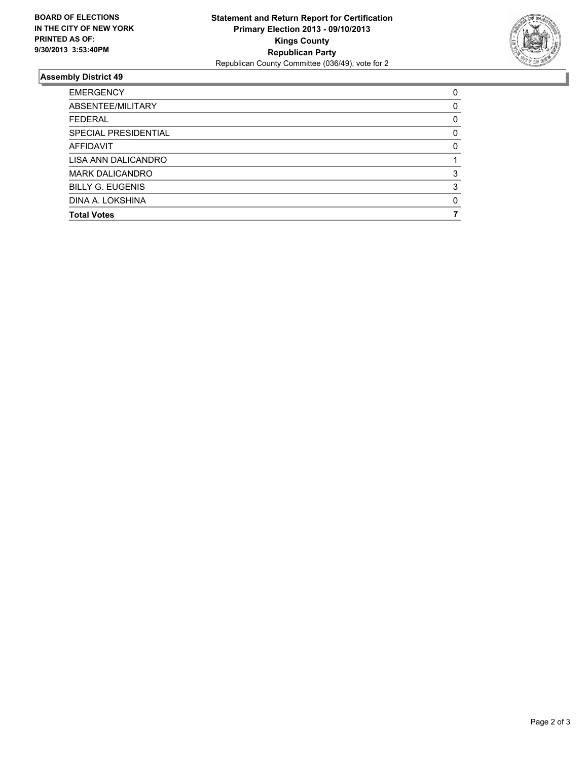**BOARD OF ELECTIONS IN THE CITY OF NEW YORK PRINTED AS OF: 9/30/2013 3:53:40PM**

**Statement and Return Report for Certification**
**Primary Election 2013 - 09/10/2013**
**Kings County**
**Republican Party**
Republican County Committee (036/49), vote for 2

### Assembly District 49

| | |
|---|---|
| EMERGENCY | 0 |
| ABSENTEE/MILITARY | 0 |
| FEDERAL | 0 |
| SPECIAL PRESIDENTIAL | 0 |
| AFFIDAVIT | 0 |
| LISA ANN DALICANDRO | 1 |
| MARK DALICANDRO | 3 |
| BILLY G. EUGENIS | 3 |
| DINA A. LOKSHINA | 0 |
| **Total Votes** | **7** |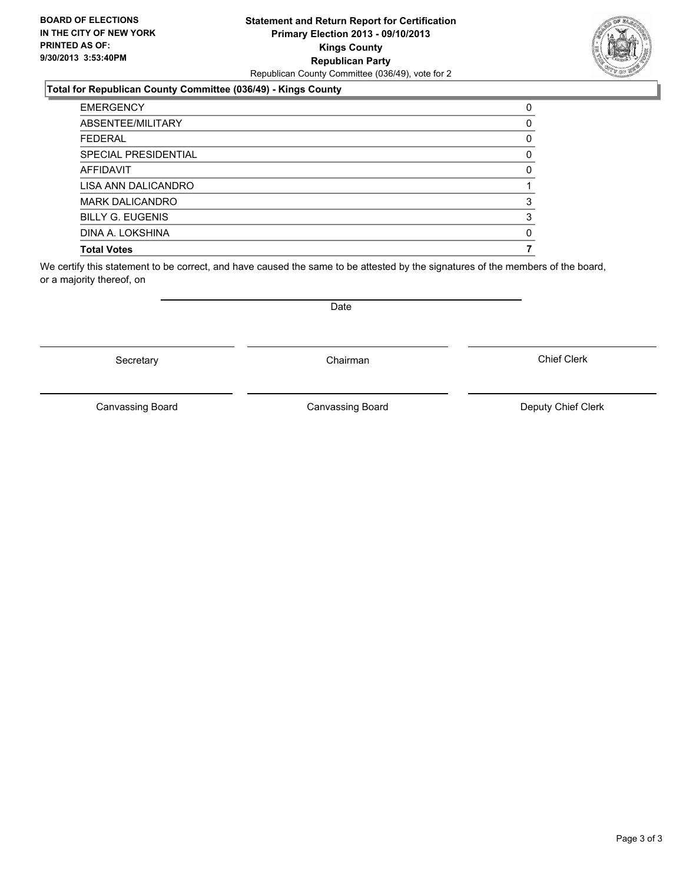**BOARD OF ELECTIONS**
**IN THE CITY OF NEW YORK**
**PRINTED AS OF:**
**9/30/2013 3:53:40PM**

**Statement and Return Report for Certification**
**Primary Election 2013 - 09/10/2013**
**Kings County**
**Republican Party**
Republican County Committee (036/49), vote for 2

## Total for Republican County Committee (036/49) - Kings County

| | |
|---|---|
| EMERGENCY | 0 |
| ABSENTEE/MILITARY | 0 |
| FEDERAL | 0 |
| SPECIAL PRESIDENTIAL | 0 |
| AFFIDAVIT | 0 |
| LISA ANN DALICANDRO | 1 |
| MARK DALICANDRO | 3 |
| BILLY G. EUGENIS | 3 |
| DINA A. LOKSHINA | 0 |
| **Total Votes** | **7** |

We certify this statement to be correct, and have caused the same to be attested by the signatures of the members of the board, or a majority thereof, on

Date

Secretary

Chairman

Chief Clerk

Canvassing Board

Canvassing Board

Deputy Chief Clerk